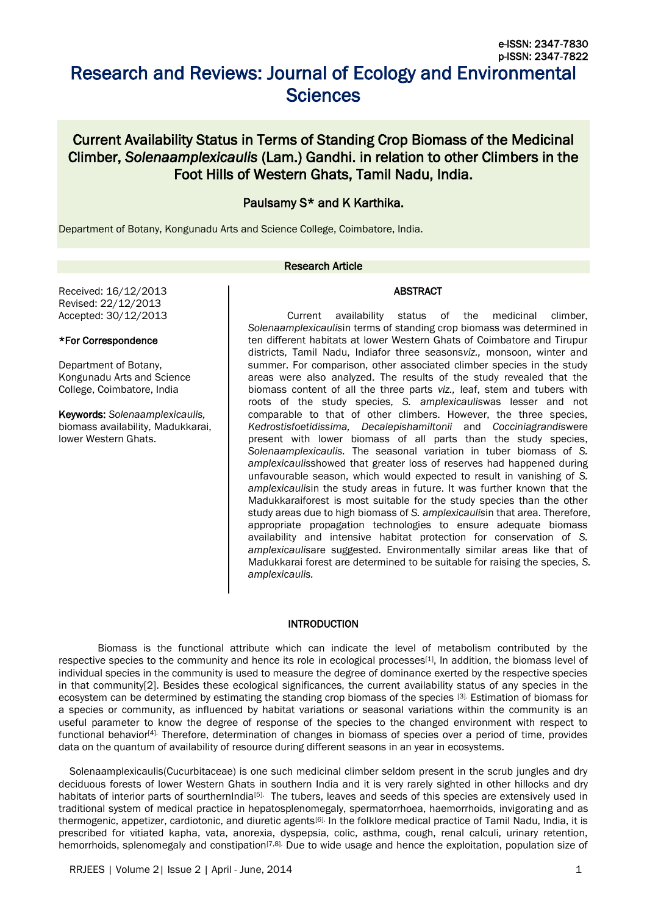e-ISSN: 2347-7830
p-ISSN: 2347-7822

# Research and Reviews: Journal of Ecology and Environmental Sciences

## Current Availability Status in Terms of Standing Crop Biomass of the Medicinal Climber, *Solenaamplexicaulis* (Lam.) Gandhi. in relation to other Climbers in the Foot Hills of Western Ghats, Tamil Nadu, India.

Paulsamy S* and K Karthika.

Department of Botany, Kongunadu Arts and Science College, Coimbatore, India.

**Research Article**

Received: 16/12/2013
Revised: 22/12/2013
Accepted: 30/12/2013

**\*For Correspondence**

Department of Botany, Kongunadu Arts and Science College, Coimbatore, India

**Keywords:** *Solenaamplexicaulis,* biomass availability, Madukkarai, lower Western Ghats.

### ABSTRACT

Current availability status of the medicinal climber, *Solenaamplexicaulis*in terms of standing crop biomass was determined in ten different habitats at lower Western Ghats of Coimbatore and Tirupur districts, Tamil Nadu, Indiafor three seasons*viz.,* monsoon, winter and summer. For comparison, other associated climber species in the study areas were also analyzed. The results of the study revealed that the biomass content of all the three parts *viz.,* leaf, stem and tubers with roots of the study species, *S. amplexicaulis*was lesser and not comparable to that of other climbers. However, the three species, *Kedrostisfoetidissima, Decalepishamiltonii* and *Cocciniagrandis*were present with lower biomass of all parts than the study species, *Solenaamplexicaulis.* The seasonal variation in tuber biomass of *S. amplexicaulis*showed that greater loss of reserves had happened during unfavourable season, which would expected to result in vanishing of *S. amplexicaulis*in the study areas in future. It was further known that the Madukkaraiforest is most suitable for the study species than the other study areas due to high biomass of *S. amplexicaulis*in that area. Therefore, appropriate propagation technologies to ensure adequate biomass availability and intensive habitat protection for conservation of *S. amplexicaulis*are suggested. Environmentally similar areas like that of Madukkarai forest are determined to be suitable for raising the species, *S. amplexicaulis.*

### INTRODUCTION

Biomass is the functional attribute which can indicate the level of metabolism contributed by the respective species to the community and hence its role in ecological processes[1], In addition, the biomass level of individual species in the community is used to measure the degree of dominance exerted by the respective species in that community[2]. Besides these ecological significances, the current availability status of any species in the ecosystem can be determined by estimating the standing crop biomass of the species [3]. Estimation of biomass for a species or community, as influenced by habitat variations or seasonal variations within the community is an useful parameter to know the degree of response of the species to the changed environment with respect to functional behavior[4]. Therefore, determination of changes in biomass of species over a period of time, provides data on the quantum of availability of resource during different seasons in an year in ecosystems.

Solenaamplexicaulis(Cucurbitaceae) is one such medicinal climber seldom present in the scrub jungles and dry deciduous forests of lower Western Ghats in southern India and it is very rarely sighted in other hillocks and dry habitats of interior parts of sourthernIndia[5]. The tubers, leaves and seeds of this species are extensively used in traditional system of medical practice in hepatosplenomegaly, spermatorrhoea, haemorrhoids, invigorating and as thermogenic, appetizer, cardiotonic, and diuretic agents[6]. In the folklore medical practice of Tamil Nadu, India, it is prescribed for vitiated kapha, vata, anorexia, dyspepsia, colic, asthma, cough, renal calculi, urinary retention, hemorrhoids, splenomegaly and constipation[7,8]. Due to wide usage and hence the exploitation, population size of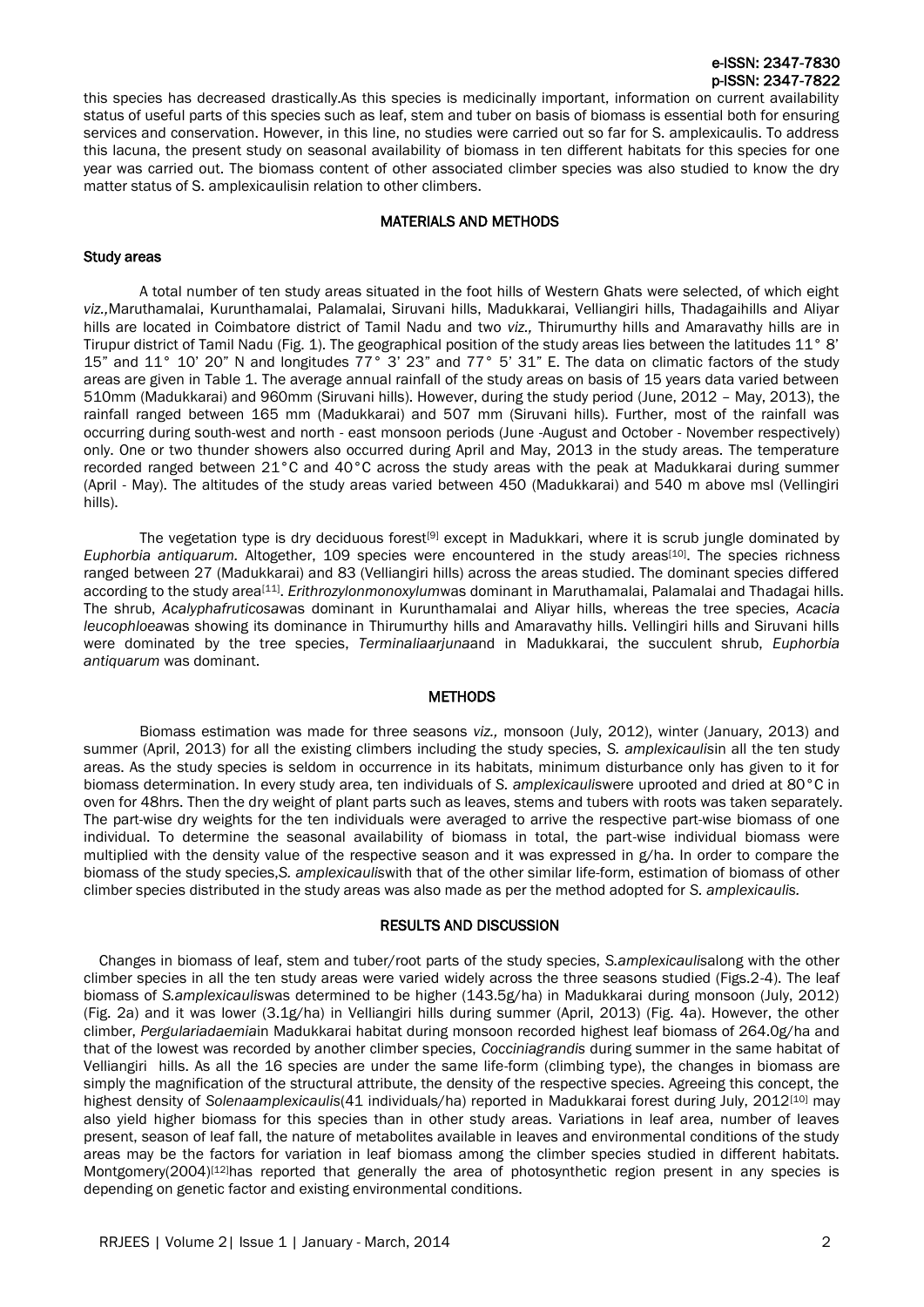this species has decreased drastically.As this species is medicinally important, information on current availability status of useful parts of this species such as leaf, stem and tuber on basis of biomass is essential both for ensuring services and conservation. However, in this line, no studies were carried out so far for S. amplexicaulis. To address this lacuna, the present study on seasonal availability of biomass in ten different habitats for this species for one year was carried out. The biomass content of other associated climber species was also studied to know the dry matter status of S. amplexicaulisin relation to other climbers.

## MATERIALS AND METHODS

### Study areas

A total number of ten study areas situated in the foot hills of Western Ghats were selected, of which eight *viz.,*Maruthamalai, Kurunthamalai, Palamalai, Siruvani hills, Madukkarai, Velliangiri hills, Thadagaihills and Aliyar hills are located in Coimbatore district of Tamil Nadu and two *viz.,* Thirumurthy hills and Amaravathy hills are in Tirupur district of Tamil Nadu (Fig. 1). The geographical position of the study areas lies between the latitudes 11° 8' 15" and 11° 10' 20" N and longitudes 77° 3' 23" and 77° 5' 31" E. The data on climatic factors of the study areas are given in Table 1. The average annual rainfall of the study areas on basis of 15 years data varied between 510mm (Madukkarai) and 960mm (Siruvani hills). However, during the study period (June, 2012 – May, 2013), the rainfall ranged between 165 mm (Madukkarai) and 507 mm (Siruvani hills). Further, most of the rainfall was occurring during south-west and north - east monsoon periods (June -August and October - November respectively) only. One or two thunder showers also occurred during April and May, 2013 in the study areas. The temperature recorded ranged between 21°C and 40°C across the study areas with the peak at Madukkarai during summer (April - May). The altitudes of the study areas varied between 450 (Madukkarai) and 540 m above msl (Vellingiri hills).

The vegetation type is dry deciduous forest[9] except in Madukkari, where it is scrub jungle dominated by *Euphorbia antiquarum.* Altogether, 109 species were encountered in the study areas[10]. The species richness ranged between 27 (Madukkarai) and 83 (Velliangiri hills) across the areas studied. The dominant species differed according to the study area[11]. *Erithrozylonmonoxylum*was dominant in Maruthamalai, Palamalai and Thadagai hills. The shrub, *Acalyphafruticosa*was dominant in Kurunthamalai and Aliyar hills, whereas the tree species, *Acacia leucophloea*was showing its dominance in Thirumurthy hills and Amaravathy hills. Vellingiri hills and Siruvani hills were dominated by the tree species, *Terminaliaarjuna*and in Madukkarai, the succulent shrub, *Euphorbia antiquarum* was dominant.

## METHODS

Biomass estimation was made for three seasons *viz.,* monsoon (July, 2012), winter (January, 2013) and summer (April, 2013) for all the existing climbers including the study species, *S. amplexicaulis*in all the ten study areas. As the study species is seldom in occurrence in its habitats, minimum disturbance only has given to it for biomass determination. In every study area, ten individuals of *S. amplexicaulis*were uprooted and dried at 80°C in oven for 48hrs. Then the dry weight of plant parts such as leaves, stems and tubers with roots was taken separately. The part-wise dry weights for the ten individuals were averaged to arrive the respective part-wise biomass of one individual. To determine the seasonal availability of biomass in total, the part-wise individual biomass were multiplied with the density value of the respective season and it was expressed in g/ha. In order to compare the biomass of the study species,*S. amplexicaulis*with that of the other similar life-form, estimation of biomass of other climber species distributed in the study areas was also made as per the method adopted for *S. amplexicaulis.*

## RESULTS AND DISCUSSION

Changes in biomass of leaf, stem and tuber/root parts of the study species, *S.amplexicaulis*along with the other climber species in all the ten study areas were varied widely across the three seasons studied (Figs.2-4). The leaf biomass of *S.amplexicaulis*was determined to be higher (143.5g/ha) in Madukkarai during monsoon (July, 2012) (Fig. 2a) and it was lower (3.1g/ha) in Velliangiri hills during summer (April, 2013) (Fig. 4a). However, the other climber, *Pergulariadaemia*in Madukkarai habitat during monsoon recorded highest leaf biomass of 264.0g/ha and that of the lowest was recorded by another climber species, *Cocciniagrandis* during summer in the same habitat of Velliangiri hills. As all the 16 species are under the same life-form (climbing type), the changes in biomass are simply the magnification of the structural attribute, the density of the respective species. Agreeing this concept, the highest density of *Solenaamplexicaulis*(41 individuals/ha) reported in Madukkarai forest during July, 2012[10] may also yield higher biomass for this species than in other study areas. Variations in leaf area, number of leaves present, season of leaf fall, the nature of metabolites available in leaves and environmental conditions of the study areas may be the factors for variation in leaf biomass among the climber species studied in different habitats. Montgomery(2004)[12]has reported that generally the area of photosynthetic region present in any species is depending on genetic factor and existing environmental conditions.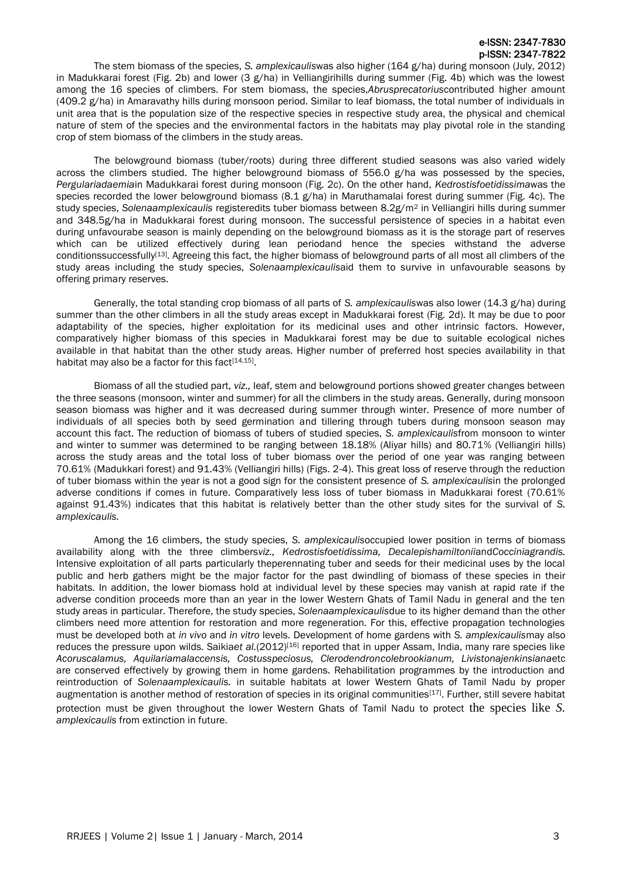The stem biomass of the species, *S. amplexicaulis*was also higher (164 g/ha) during monsoon (July, 2012) in Madukkarai forest (Fig. 2b) and lower (3 g/ha) in Velliangirihills during summer (Fig. 4b) which was the lowest among the 16 species of climbers. For stem biomass, the species,*Abrusprecatorius*contributed higher amount (409.2 g/ha) in Amaravathy hills during monsoon period. Similar to leaf biomass, the total number of individuals in unit area that is the population size of the respective species in respective study area, the physical and chemical nature of stem of the species and the environmental factors in the habitats may play pivotal role in the standing crop of stem biomass of the climbers in the study areas.

The belowground biomass (tuber/roots) during three different studied seasons was also varied widely across the climbers studied. The higher belowground biomass of 556.0 g/ha was possessed by the species, *Pergulariadaemia*in Madukkarai forest during monsoon (Fig. 2c). On the other hand, *Kedrostisfoetidissima*was the species recorded the lower belowground biomass (8.1 g/ha) in Maruthamalai forest during summer (Fig. 4c). The study species, *Solenaamplexicaulis* registeredits tuber biomass between 8.2g/m$^2$ in Velliangiri hills during summer and 348.5g/ha in Madukkarai forest during monsoon. The successful persistence of species in a habitat even during unfavourabe season is mainly depending on the belowground biomass as it is the storage part of reserves which can be utilized effectively during lean periodand hence the species withstand the adverse conditionssuccessfully[13]. Agreeing this fact, the higher biomass of belowground parts of all most all climbers of the study areas including the study species, *Solenaamplexicaulis*aid them to survive in unfavourable seasons by offering primary reserves.

Generally, the total standing crop biomass of all parts of *S. amplexicaulis*was also lower (14.3 g/ha) during summer than the other climbers in all the study areas except in Madukkarai forest (Fig. 2d). It may be due to poor adaptability of the species, higher exploitation for its medicinal uses and other intrinsic factors. However, comparatively higher biomass of this species in Madukkarai forest may be due to suitable ecological niches available in that habitat than the other study areas. Higher number of preferred host species availability in that habitat may also be a factor for this fact[14,15].

Biomass of all the studied part, *viz.,* leaf, stem and belowground portions showed greater changes between the three seasons (monsoon, winter and summer) for all the climbers in the study areas. Generally, during monsoon season biomass was higher and it was decreased during summer through winter. Presence of more number of individuals of all species both by seed germination and tillering through tubers during monsoon season may account this fact. The reduction of biomass of tubers of studied species, *S. amplexicaulis*from monsoon to winter and winter to summer was determined to be ranging between 18.18% (Aliyar hills) and 80.71% (Velliangiri hills) across the study areas and the total loss of tuber biomass over the period of one year was ranging between 70.61% (Madukkari forest) and 91.43% (Velliangiri hills) (Figs. 2-4). This great loss of reserve through the reduction of tuber biomass within the year is not a good sign for the consistent presence of *S. amplexicaulis*in the prolonged adverse conditions if comes in future. Comparatively less loss of tuber biomass in Madukkarai forest (70.61% against 91.43%) indicates that this habitat is relatively better than the other study sites for the survival of *S. amplexicaulis.*

Among the 16 climbers, the study species, *S. amplexicaulis*occupied lower position in terms of biomass availability along with the three climbers*viz., Kedrostisfoetidissima, Decalepishamiltonii*and*Cocciniagrandis.* Intensive exploitation of all parts particularly theperennating tuber and seeds for their medicinal uses by the local public and herb gathers might be the major factor for the past dwindling of biomass of these species in their habitats. In addition, the lower biomass hold at individual level by these species may vanish at rapid rate if the adverse condition proceeds more than an year in the lower Western Ghats of Tamil Nadu in general and the ten study areas in particular. Therefore, the study species, *Solenaamplexicaulis*due to its higher demand than the other climbers need more attention for restoration and more regeneration. For this, effective propagation technologies must be developed both at *in vivo* and *in vitro* levels. Development of home gardens with *S. amplexicaulis*may also reduces the pressure upon wilds. Saikia*et al.*(2012)[16] reported that in upper Assam, India, many rare species like *Acoruscalamus, Aquilariamalaccensis, Costusspeciosus, Clerodendroncolebrookianum, Livistonajenkinsiana*etc are conserved effectively by growing them in home gardens. Rehabilitation programmes by the introduction and reintroduction of *Solenaamplexicaulis.* in suitable habitats at lower Western Ghats of Tamil Nadu by proper augmentation is another method of restoration of species in its original communities[17]. Further, still severe habitat protection must be given throughout the lower Western Ghats of Tamil Nadu to protect the species like *S. amplexicaulis* from extinction in future.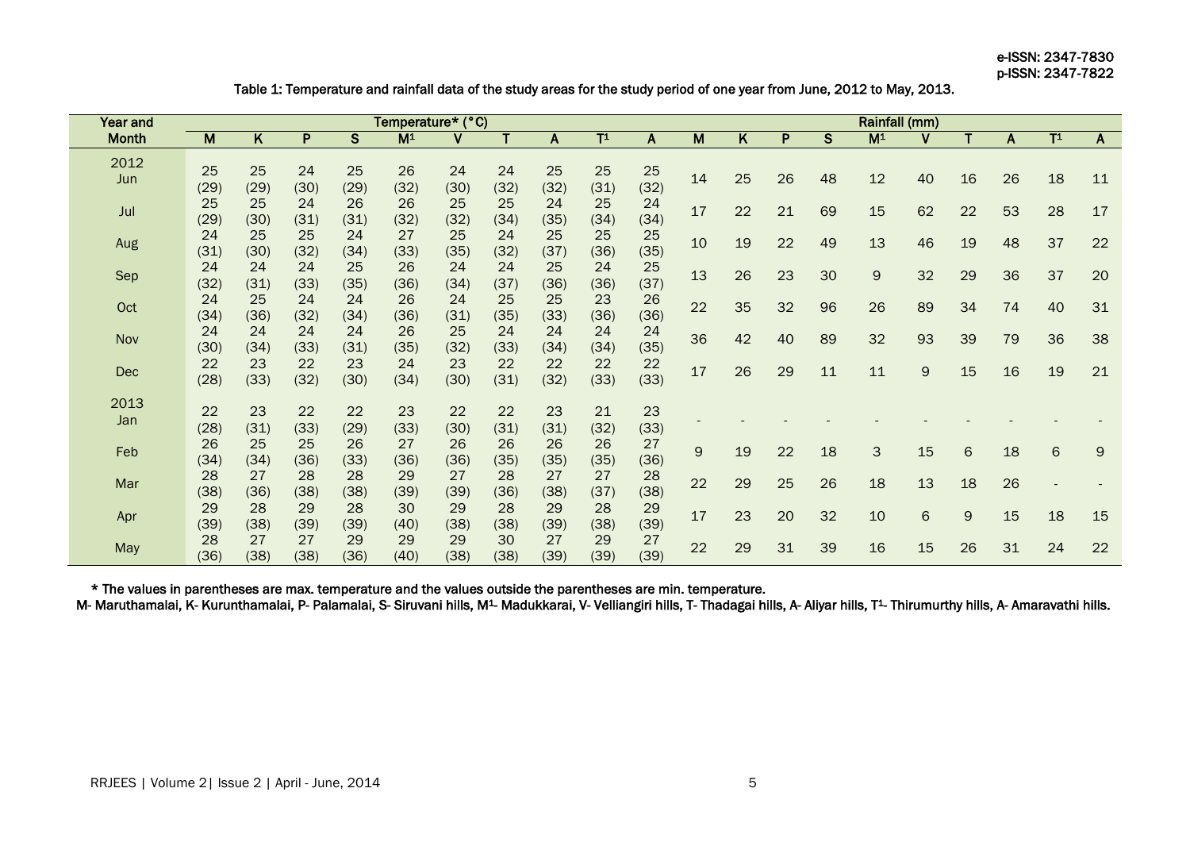Table 1: Temperature and rainfall data of the study areas for the study period of one year from June, 2012 to May, 2013.

| Year and Month | Temperature* (°C) | | | | | | | | | | Rainfall (mm) | | | | | | | | | |
|---|---|---|---|---|---|---|---|---|---|---|---|---|---|---|---|---|---|---|---|---|
| | M | K | P | S | M[1] | V | T | A | T[1] | A | M | K | P | S | M[1] | V | T | A | T[1] | A |
| 2012 Jun | 25 (29) | 25 (29) | 24 (30) | 25 (29) | 26 (32) | 24 (30) | 24 (32) | 25 (32) | 25 (31) | 25 (32) | 14 | 25 | 26 | 48 | 12 | 40 | 16 | 26 | 18 | 11 |
| Jul | 25 (29) | 25 (30) | 24 (31) | 26 (31) | 26 (32) | 25 (32) | 25 (34) | 24 (35) | 25 (34) | 24 (34) | 17 | 22 | 21 | 69 | 15 | 62 | 22 | 53 | 28 | 17 |
| Aug | 24 (31) | 25 (30) | 25 (32) | 24 (34) | 27 (33) | 25 (35) | 24 (32) | 25 (37) | 25 (36) | 25 (35) | 10 | 19 | 22 | 49 | 13 | 46 | 19 | 48 | 37 | 22 |
| Sep | 24 (32) | 24 (31) | 24 (33) | 25 (35) | 26 (36) | 24 (34) | 24 (37) | 25 (36) | 24 (36) | 25 (37) | 13 | 26 | 23 | 30 | 9 | 32 | 29 | 36 | 37 | 20 |
| Oct | 24 (34) | 25 (36) | 24 (32) | 24 (34) | 26 (36) | 24 (31) | 25 (35) | 25 (33) | 23 (36) | 26 (36) | 22 | 35 | 32 | 96 | 26 | 89 | 34 | 74 | 40 | 31 |
| Nov | 24 (30) | 24 (34) | 24 (33) | 24 (31) | 26 (35) | 25 (32) | 24 (33) | 24 (34) | 24 (34) | 24 (35) | 36 | 42 | 40 | 89 | 32 | 93 | 39 | 79 | 36 | 38 |
| Dec | 22 (28) | 23 (33) | 22 (32) | 23 (30) | 24 (34) | 23 (30) | 22 (31) | 22 (32) | 22 (33) | 22 (33) | 17 | 26 | 29 | 11 | 11 | 9 | 15 | 16 | 19 | 21 |
| 2013 Jan | 22 (28) | 23 (31) | 22 (33) | 22 (29) | 23 (33) | 22 (30) | 22 (31) | 23 (31) | 21 (32) | 23 (33) | - | - | - | - | - | - | - | - | - | - |
| Feb | 26 (34) | 25 (34) | 25 (36) | 26 (33) | 27 (36) | 26 (36) | 26 (35) | 26 (35) | 26 (35) | 27 (36) | 9 | 19 | 22 | 18 | 3 | 15 | 6 | 18 | 6 | 9 |
| Mar | 28 (38) | 27 (36) | 28 (38) | 28 (38) | 29 (39) | 27 (39) | 28 (36) | 27 (38) | 27 (37) | 28 (38) | 22 | 29 | 25 | 26 | 18 | 13 | 18 | 26 | - | - |
| Apr | 29 (39) | 28 (38) | 29 (39) | 28 (39) | 30 (40) | 29 (38) | 28 (38) | 29 (39) | 28 (38) | 29 (39) | 17 | 23 | 20 | 32 | 10 | 6 | 9 | 15 | 18 | 15 |
| May | 28 (36) | 27 (38) | 27 (38) | 29 (36) | 29 (40) | 29 (38) | 30 (38) | 27 (39) | 29 (39) | 27 (39) | 22 | 29 | 31 | 39 | 16 | 15 | 26 | 31 | 24 | 22 |

* The values in parentheses are max. temperature and the values outside the parentheses are min. temperature.

M- Maruthamalai, K- Kurunthamalai, P- Palamalai, S- Siruvani hills, M[1]- Madukkarai, V- Velliangiri hills, T- Thadagai hills, A- Aliyar hills, T[1]- Thirumurthy hills, A- Amaravathi hills.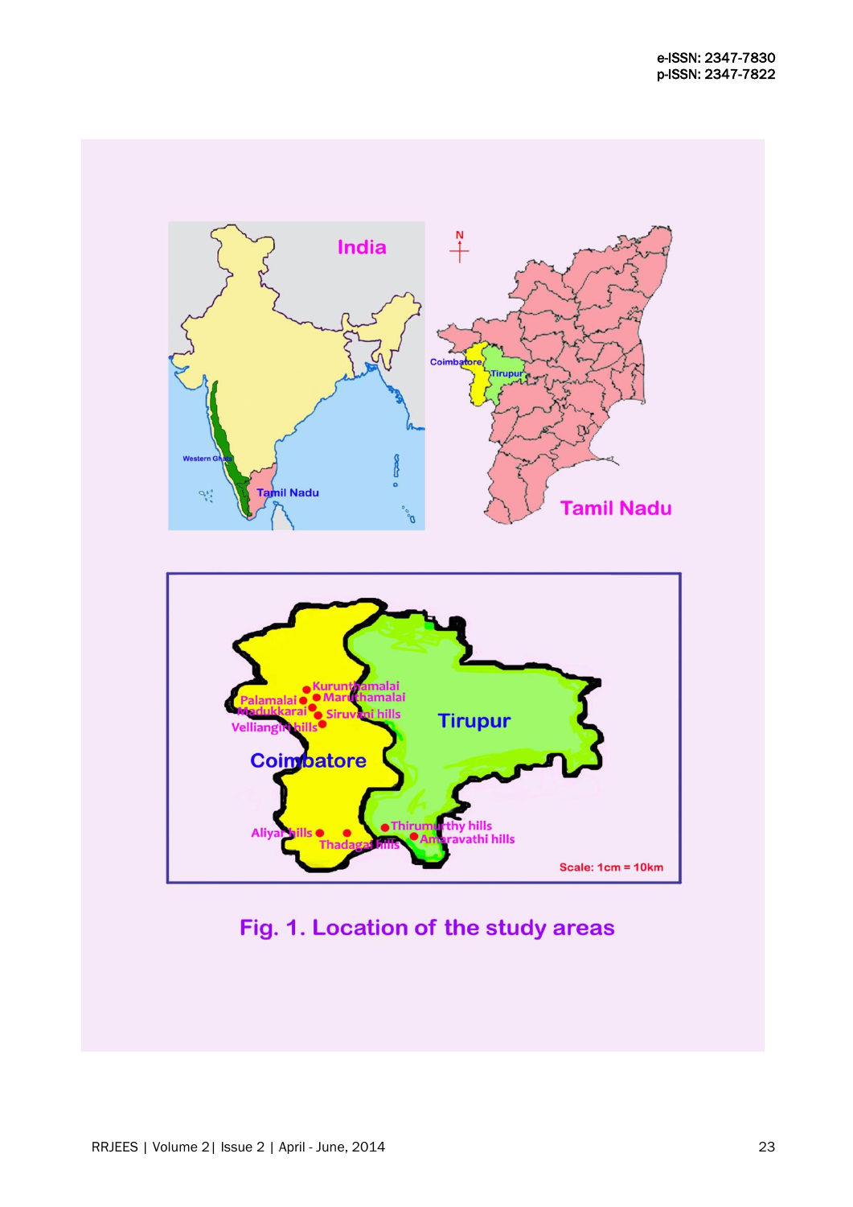Fig. 1. Location of the study areas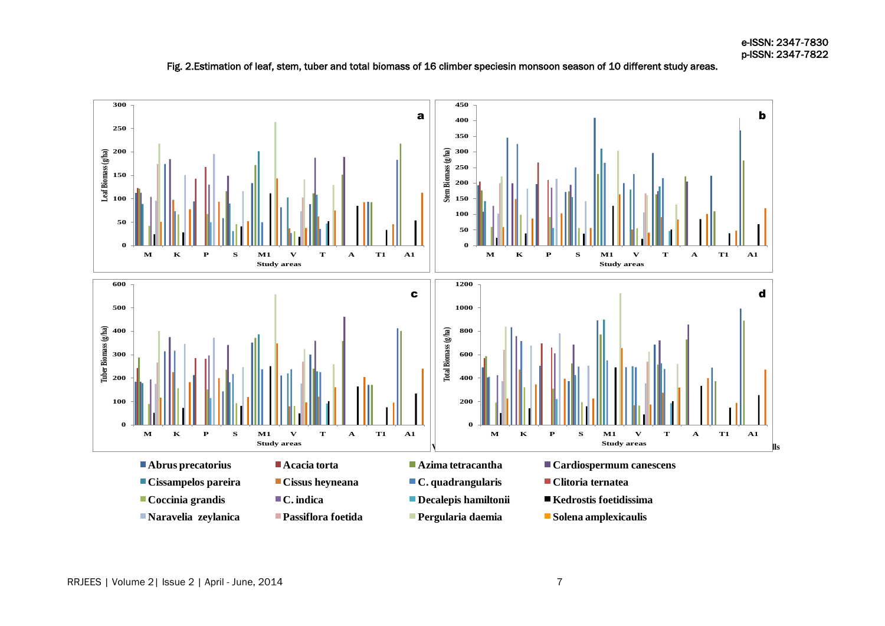Fig. 2.Estimation of leaf, stem, tuber and total biomass of 16 climber speciesin monsoon season of 10 different study areas.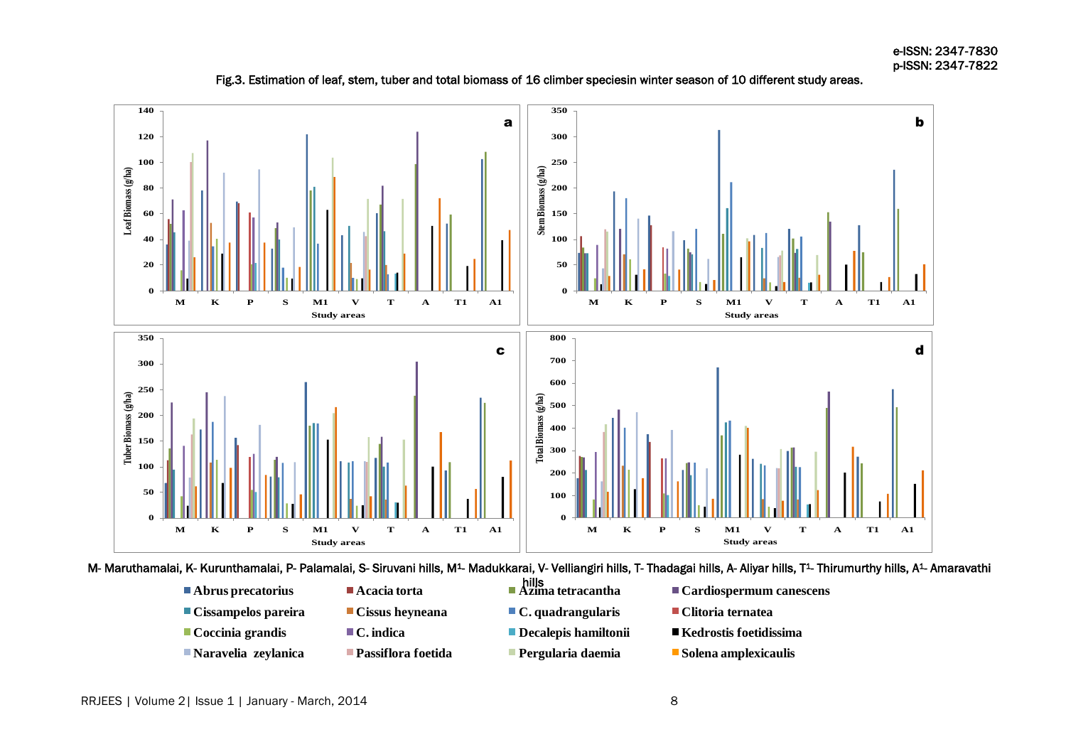Fig.3. Estimation of leaf, stem, tuber and total biomass of 16 climber speciesin winter season of 10 different study areas.

M- Maruthamalai, K- Kurunthamalai, P- Palamalai, S- Siruvani hills, M1- Madukkarai, V- Velliangiri hills, T- Thadagai hills, A- Aliyar hills, T1- Thirumurthy hills, A1- Amaravathi hills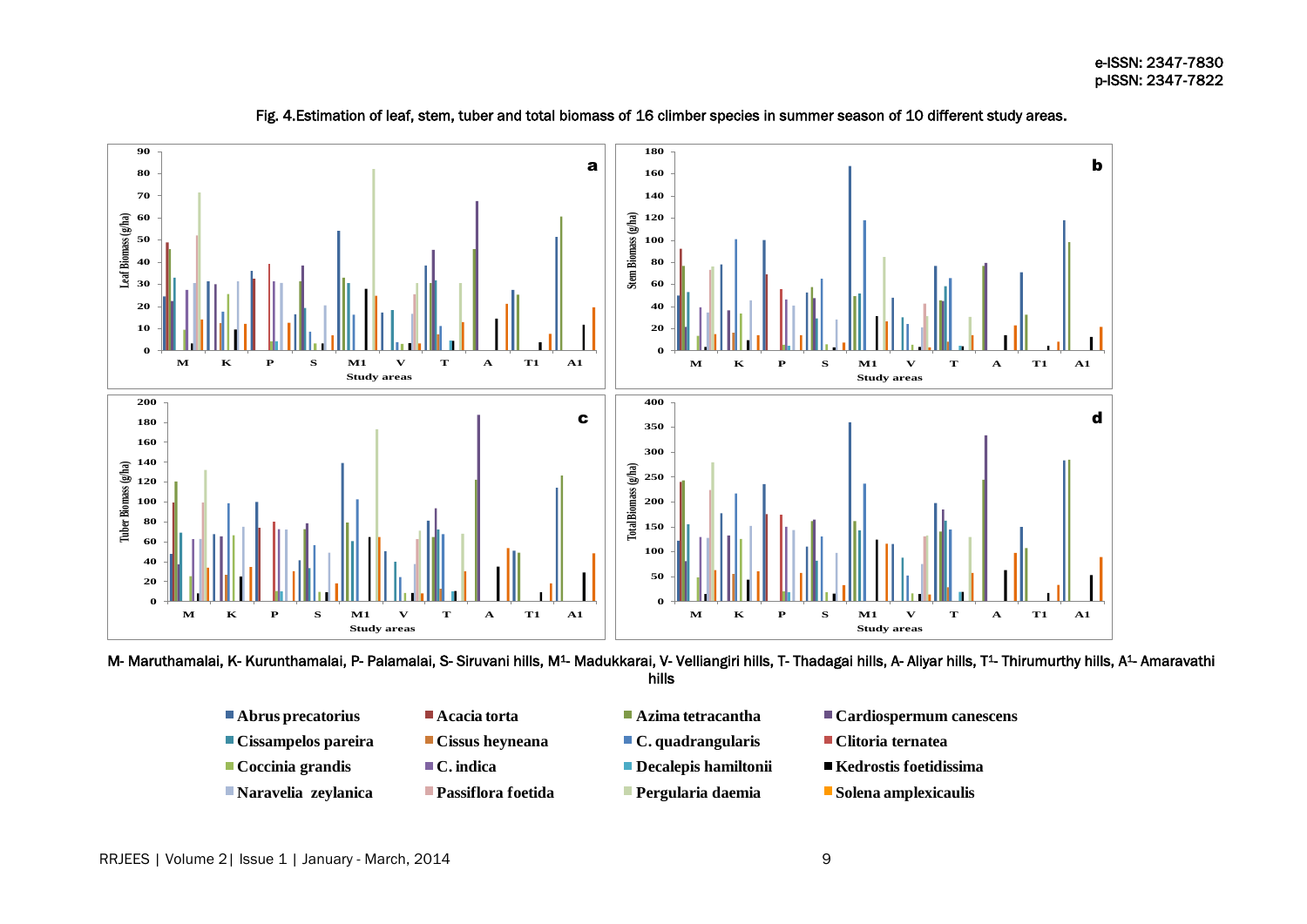Fig. 4.Estimation of leaf, stem, tuber and total biomass of 16 climber species in summer season of 10 different study areas.

M- Maruthamalai, K- Kurunthamalai, P- Palamalai, S- Siruvani hills, M[1]- Madukkarai, V- Velliangiri hills, T- Thadagai hills, A- Aliyar hills, T[1]- Thirumurthy hills, A[1]- Amaravathi hills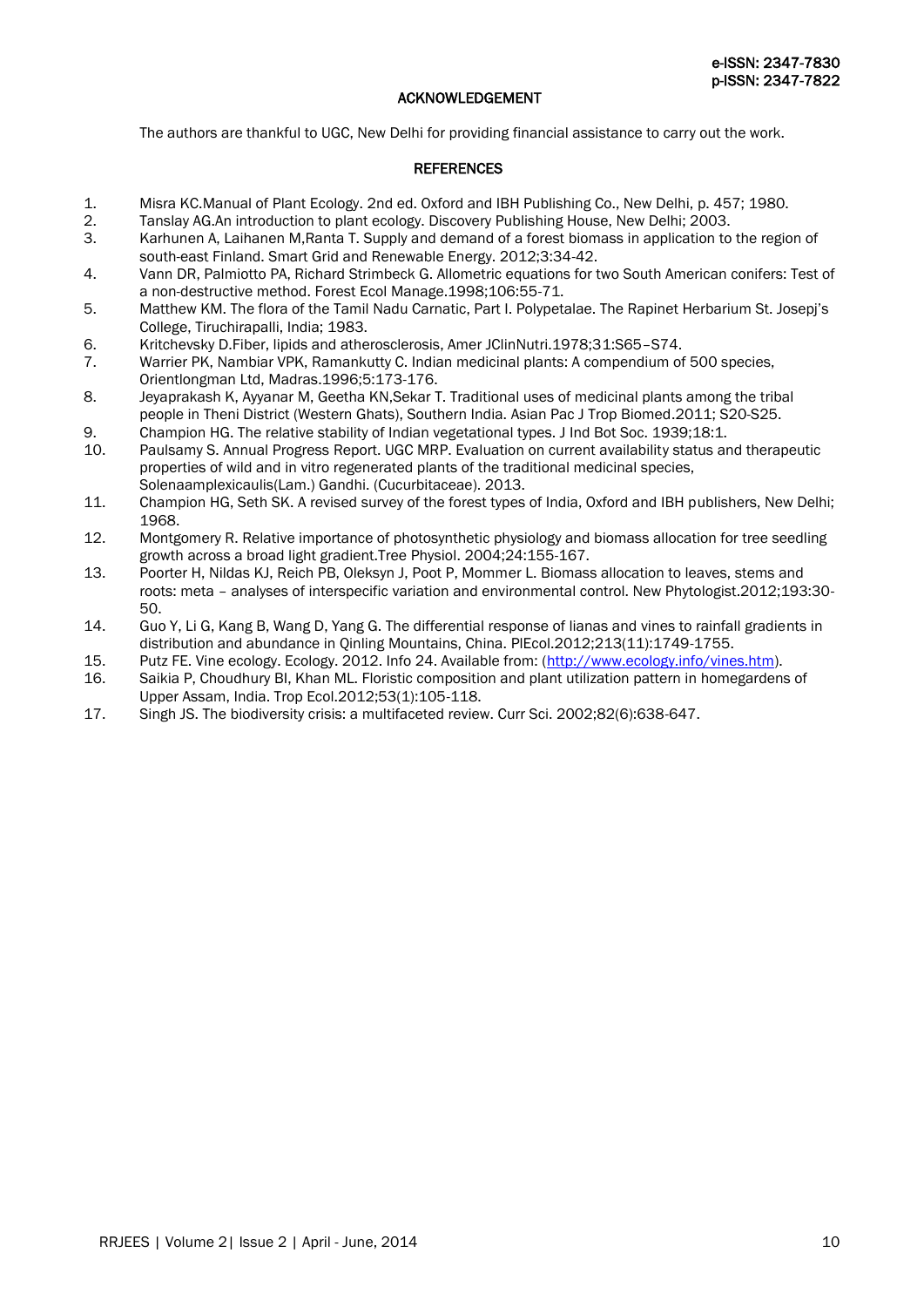## ACKNOWLEDGEMENT

The authors are thankful to UGC, New Delhi for providing financial assistance to carry out the work.

## REFERENCES

1. Misra KC.Manual of Plant Ecology. 2nd ed. Oxford and IBH Publishing Co., New Delhi, p. 457; 1980.
2. Tanslay AG.An introduction to plant ecology. Discovery Publishing House, New Delhi; 2003.
3. Karhunen A, Laihanen M,Ranta T. Supply and demand of a forest biomass in application to the region of south-east Finland. Smart Grid and Renewable Energy. 2012;3:34-42.
4. Vann DR, Palmiotto PA, Richard Strimbeck G. Allometric equations for two South American conifers: Test of a non-destructive method. Forest Ecol Manage.1998;106:55-71.
5. Matthew KM. The flora of the Tamil Nadu Carnatic, Part I. Polypetalae. The Rapinet Herbarium St. Josepj's College, Tiruchirapalli, India; 1983.
6. Kritchevsky D.Fiber, lipids and atherosclerosis, Amer JClinNutri.1978;31:S65–S74.
7. Warrier PK, Nambiar VPK, Ramankutty C. Indian medicinal plants: A compendium of 500 species, Orientlongman Ltd, Madras.1996;5:173-176.
8. Jeyaprakash K, Ayyanar M, Geetha KN,Sekar T. Traditional uses of medicinal plants among the tribal people in Theni District (Western Ghats), Southern India. Asian Pac J Trop Biomed.2011; S20-S25.
9. Champion HG. The relative stability of Indian vegetational types. J Ind Bot Soc. 1939;18:1.
10. Paulsamy S. Annual Progress Report. UGC MRP. Evaluation on current availability status and therapeutic properties of wild and in vitro regenerated plants of the traditional medicinal species, Solenaamplexicaulis(Lam.) Gandhi. (Cucurbitaceae). 2013.
11. Champion HG, Seth SK. A revised survey of the forest types of India, Oxford and IBH publishers, New Delhi; 1968.
12. Montgomery R. Relative importance of photosynthetic physiology and biomass allocation for tree seedling growth across a broad light gradient.Tree Physiol. 2004;24:155-167.
13. Poorter H, Nildas KJ, Reich PB, Oleksyn J, Poot P, Mommer L. Biomass allocation to leaves, stems and roots: meta – analyses of interspecific variation and environmental control. New Phytologist.2012;193:30-50.
14. Guo Y, Li G, Kang B, Wang D, Yang G. The differential response of lianas and vines to rainfall gradients in distribution and abundance in Qinling Mountains, China. PlEcol.2012;213(11):1749-1755.
15. Putz FE. Vine ecology. Ecology. 2012. Info 24. Available from: (http://www.ecology.info/vines.htm).
16. Saikia P, Choudhury BI, Khan ML. Floristic composition and plant utilization pattern in homegardens of Upper Assam, India. Trop Ecol.2012;53(1):105-118.
17. Singh JS. The biodiversity crisis: a multifaceted review. Curr Sci. 2002;82(6):638-647.